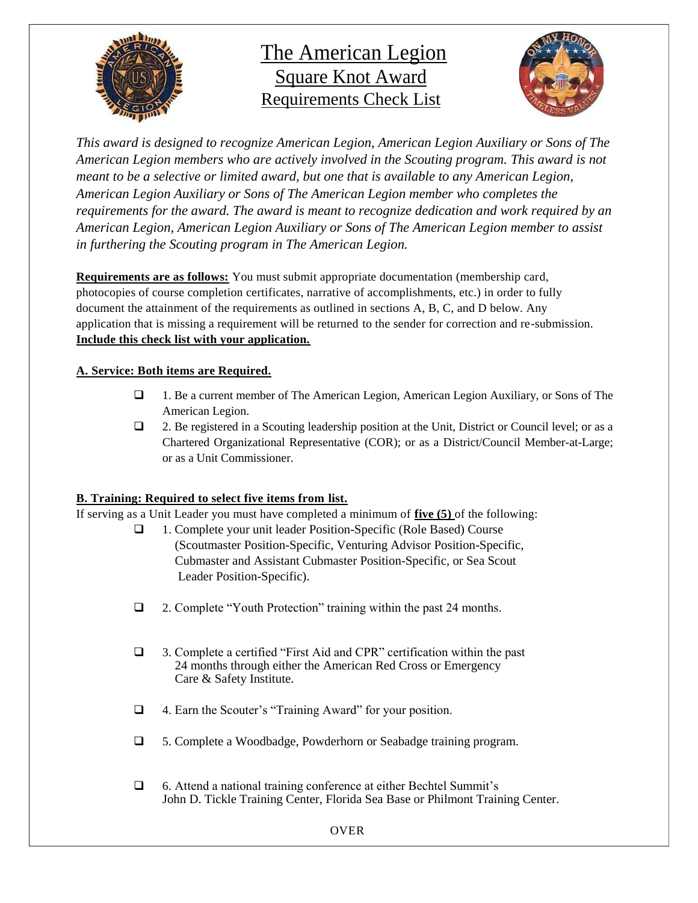# The American Legion

## Square Knot Award

### Requirements Check List

*This award is designed to recognize American Legion, American Legion Auxiliary or Sons of The American Legion members who are actively involved in the Scouting program. This award is not meant to be a selective or limited award, but one that is available to any American Legion, American Legion Auxiliary or Sons of The American Legion member who completes the requirements for the award. The award is meant to recognize dedication and work required by an American Legion, American Legion Auxiliary or Sons of The American Legion member to assist in furthering the Scouting program in The American Legion.*

**Requirements are as follows:** You must submit appropriate documentation (membership card, photocopies of course completion certificates, narrative of accomplishments, etc.) in order to fully document the attainment of the requirements as outlined in sections A, B, C, and D below. Any application that is missing a requirement will be returned to the sender for correction and re-submission. **Include this check list with your application.**

**A. Service: Both items are Required.**

- ❑ 1. Be a current member of The American Legion, American Legion Auxiliary, or Sons of The American Legion.
- ❑ 2. Be registered in a Scouting leadership position at the Unit, District or Council level; or as a Chartered Organizational Representative (COR); or as a District/Council Member-at-Large; or as a Unit Commissioner.

**B. Training: Required to select five items from list.**

If serving as a Unit Leader you must have completed a minimum of **five (5)** of the following:

- ❑ 1. Complete your unit leader Position-Specific (Role Based) Course (Scoutmaster Position-Specific, Venturing Advisor Position-Specific, Cubmaster and Assistant Cubmaster Position-Specific, or Sea Scout Leader Position-Specific).
- ❑ 2. Complete "Youth Protection" training within the past 24 months.
- ❑ 3. Complete a certified "First Aid and CPR" certification within the past 24 months through either the American Red Cross or Emergency Care & Safety Institute.
- ❑ 4. Earn the Scouter's "Training Award" for your position.
- ❑ 5. Complete a Woodbadge, Powderhorn or Seabadge training program.
- ❑ 6. Attend a national training conference at either Bechtel Summit's John D. Tickle Training Center, Florida Sea Base or Philmont Training Center.

OVER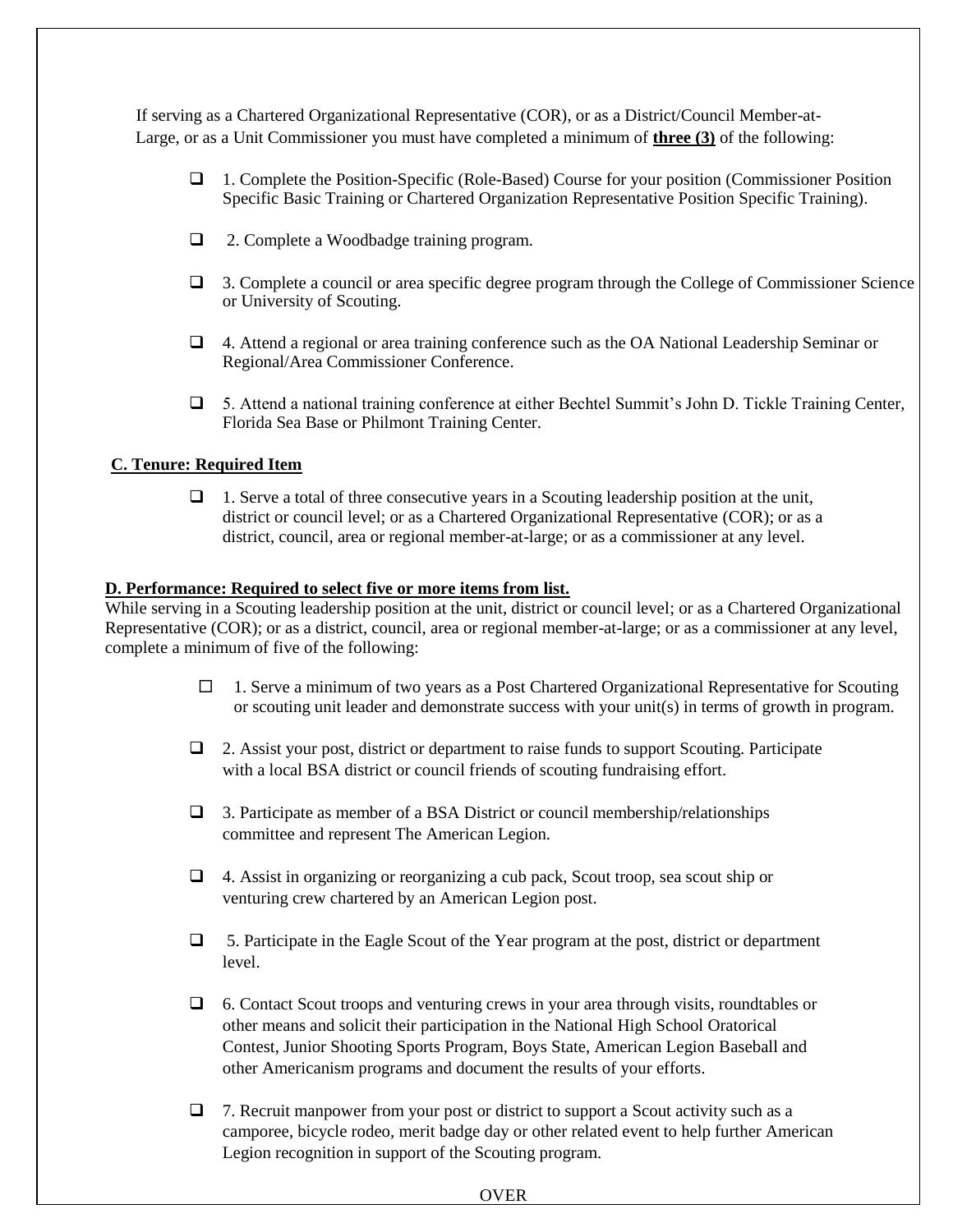If serving as a Chartered Organizational Representative (COR), or as a District/Council Member-at-Large, or as a Unit Commissioner you must have completed a minimum of **three (3)** of the following:

- ❑ 1. Complete the Position-Specific (Role-Based) Course for your position (Commissioner Position Specific Basic Training or Chartered Organization Representative Position Specific Training).
- ❑ 2. Complete a Woodbadge training program.
- ❑ 3. Complete a council or area specific degree program through the College of Commissioner Science or University of Scouting.
- ❑ 4. Attend a regional or area training conference such as the OA National Leadership Seminar or Regional/Area Commissioner Conference.
- ❑ 5. Attend a national training conference at either Bechtel Summit's John D. Tickle Training Center, Florida Sea Base or Philmont Training Center.

**C. Tenure: Required Item**

- ❑ 1. Serve a total of three consecutive years in a Scouting leadership position at the unit, district or council level; or as a Chartered Organizational Representative (COR); or as a district, council, area or regional member-at-large; or as a commissioner at any level.

**D. Performance: Required to select five or more items from list.**

While serving in a Scouting leadership position at the unit, district or council level; or as a Chartered Organizational Representative (COR); or as a district, council, area or regional member-at-large; or as a commissioner at any level, complete a minimum of five of the following:

- ☐ 1. Serve a minimum of two years as a Post Chartered Organizational Representative for Scouting or scouting unit leader and demonstrate success with your unit(s) in terms of growth in program.
- ❑ 2. Assist your post, district or department to raise funds to support Scouting. Participate with a local BSA district or council friends of scouting fundraising effort.
- ❑ 3. Participate as member of a BSA District or council membership/relationships committee and represent The American Legion.
- ❑ 4. Assist in organizing or reorganizing a cub pack, Scout troop, sea scout ship or venturing crew chartered by an American Legion post.
- ❑ 5. Participate in the Eagle Scout of the Year program at the post, district or department level.
- ❑ 6. Contact Scout troops and venturing crews in your area through visits, roundtables or other means and solicit their participation in the National High School Oratorical Contest, Junior Shooting Sports Program, Boys State, American Legion Baseball and other Americanism programs and document the results of your efforts.
- ❑ 7. Recruit manpower from your post or district to support a Scout activity such as a camporee, bicycle rodeo, merit badge day or other related event to help further American Legion recognition in support of the Scouting program.

OVER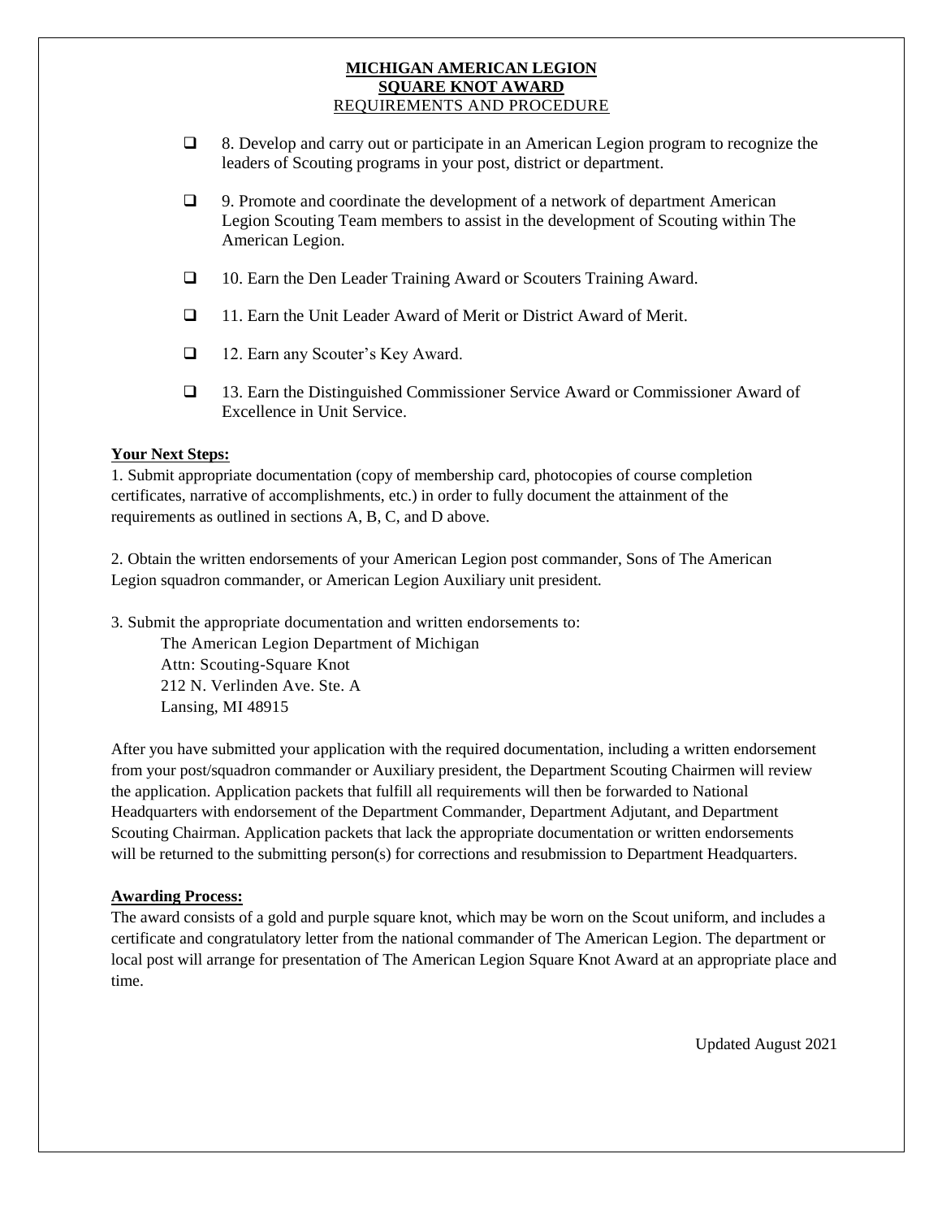**MICHIGAN AMERICAN LEGION**
**SQUARE KNOT AWARD**
REQUIREMENTS AND PROCEDURE

- ❑ 8. Develop and carry out or participate in an American Legion program to recognize the leaders of Scouting programs in your post, district or department.
- ❑ 9. Promote and coordinate the development of a network of department American Legion Scouting Team members to assist in the development of Scouting within The American Legion.
- ❑ 10. Earn the Den Leader Training Award or Scouters Training Award.
- ❑ 11. Earn the Unit Leader Award of Merit or District Award of Merit.
- ❑ 12. Earn any Scouter's Key Award.
- ❑ 13. Earn the Distinguished Commissioner Service Award or Commissioner Award of Excellence in Unit Service.

**Your Next Steps:**

1. Submit appropriate documentation (copy of membership card, photocopies of course completion certificates, narrative of accomplishments, etc.) in order to fully document the attainment of the requirements as outlined in sections A, B, C, and D above.

2. Obtain the written endorsements of your American Legion post commander, Sons of The American Legion squadron commander, or American Legion Auxiliary unit president.

3. Submit the appropriate documentation and written endorsements to:

The American Legion Department of Michigan
Attn: Scouting-Square Knot
212 N. Verlinden Ave. Ste. A
Lansing, MI 48915

After you have submitted your application with the required documentation, including a written endorsement from your post/squadron commander or Auxiliary president, the Department Scouting Chairmen will review the application. Application packets that fulfill all requirements will then be forwarded to National Headquarters with endorsement of the Department Commander, Department Adjutant, and Department Scouting Chairman. Application packets that lack the appropriate documentation or written endorsements will be returned to the submitting person(s) for corrections and resubmission to Department Headquarters.

**Awarding Process:**

The award consists of a gold and purple square knot, which may be worn on the Scout uniform, and includes a certificate and congratulatory letter from the national commander of The American Legion. The department or local post will arrange for presentation of The American Legion Square Knot Award at an appropriate place and time.

Updated August 2021